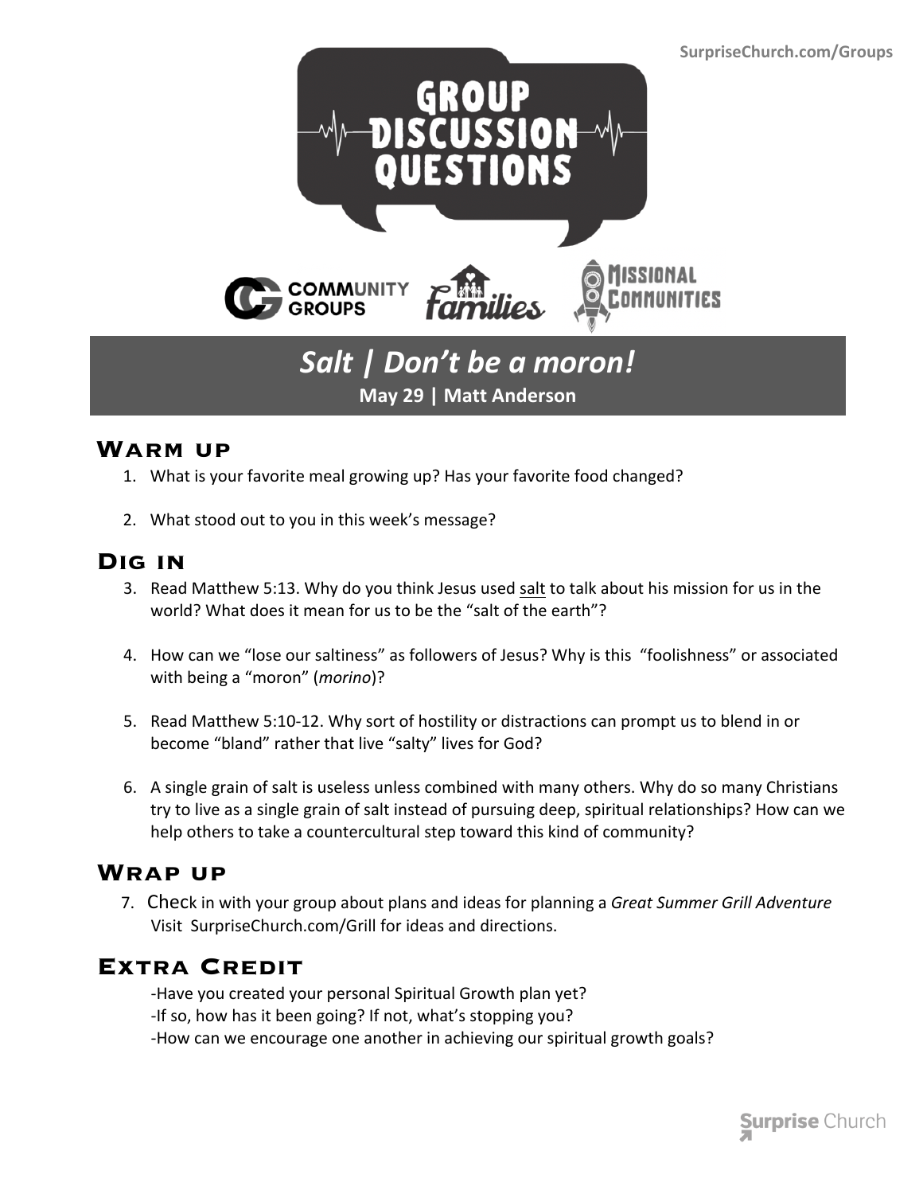SurpriseChurch.com/Groups

# GROUP DISCUSSION QUESTIONS

COMMUNITY GROUPS | Families | MISSIONAL COMMUNITIES

## *Salt | Don't be a moron!*

**May 29 | Matt Anderson**

## Warm up

1. What is your favorite meal growing up? Has your favorite food changed?

2. What stood out to you in this week's message?

## Dig in

3. Read Matthew 5:13. Why do you think Jesus used <u>salt</u> to talk about his mission for us in the world? What does it mean for us to be the "salt of the earth"?

4. How can we "lose our saltiness" as followers of Jesus? Why is this "foolishness" or associated with being a "moron" (*morino*)?

5. Read Matthew 5:10-12. Why sort of hostility or distractions can prompt us to blend in or become "bland" rather that live "salty" lives for God?

6. A single grain of salt is useless unless combined with many others. Why do so many Christians try to live as a single grain of salt instead of pursuing deep, spiritual relationships? How can we help others to take a countercultural step toward this kind of community?

## Wrap up

7. Check in with your group about plans and ideas for planning a *Great Summer Grill Adventure* Visit SurpriseChurch.com/Grill for ideas and directions.

## Extra Credit

-Have you created your personal Spiritual Growth plan yet?
-If so, how has it been going? If not, what's stopping you?
-How can we encourage one another in achieving our spiritual growth goals?

Surprise Church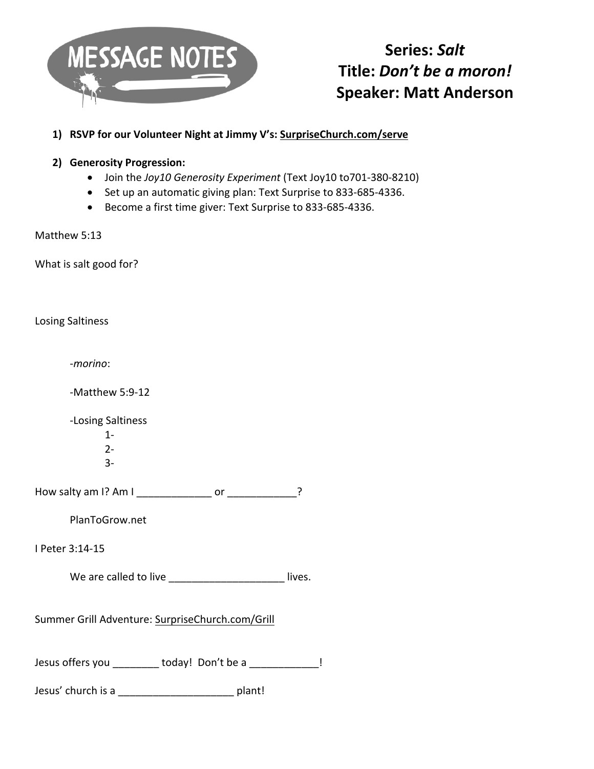MESSAGE NOTES

**Series:** ***Salt***
**Title:** ***Don't be a moron!***
**Speaker: Matt Anderson**

1) **RSVP for our Volunteer Night at Jimmy V's: SurpriseChurch.com/serve**

2) **Generosity Progression:**
   - Join the *Joy10 Generosity Experiment* (Text Joy10 to701-380-8210)
   - Set up an automatic giving plan: Text Surprise to 833-685-4336.
   - Become a first time giver: Text Surprise to 833-685-4336.

Matthew 5:13

What is salt good for?

Losing Saltiness

-*morino*:

-Matthew 5:9-12

-Losing Saltiness

1-

2-

3-

How salty am I? Am I _____________ or ____________?

PlanToGrow.net

I Peter 3:14-15

We are called to live ____________________ lives.

Summer Grill Adventure: SurpriseChurch.com/Grill

Jesus offers you ________ today! Don't be a ____________!

Jesus' church is a ____________________ plant!